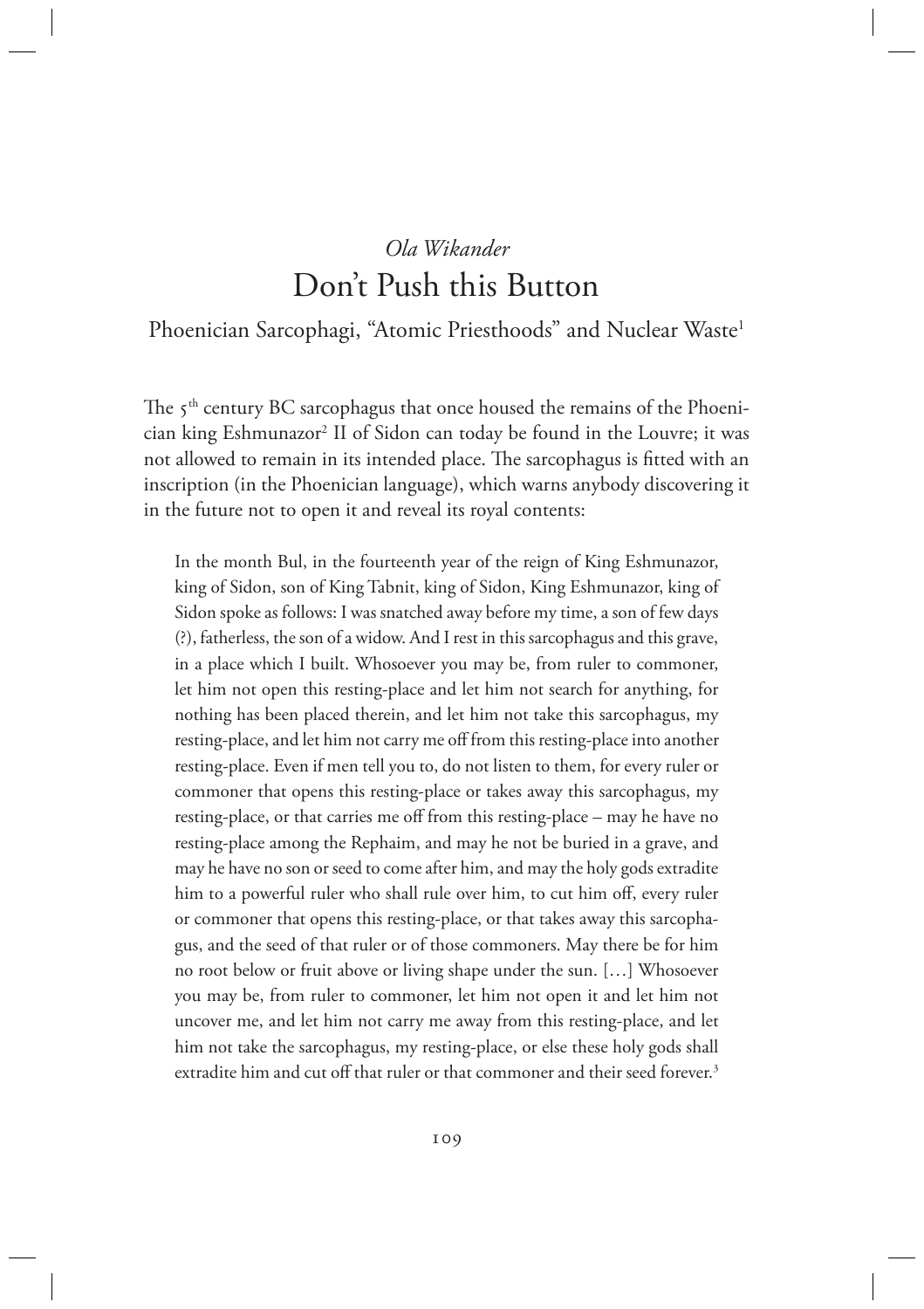*Ola Wikander*

# Don't Push this Button

## Phoenician Sarcophagi, "Atomic Priesthoods" and Nuclear Waste[1]

The 5[th] century BC sarcophagus that once housed the remains of the Phoenician king Eshmunazor[2] II of Sidon can today be found in the Louvre; it was not allowed to remain in its intended place. The sarcophagus is fitted with an inscription (in the Phoenician language), which warns anybody discovering it in the future not to open it and reveal its royal contents:

> In the month Bul, in the fourteenth year of the reign of King Eshmunazor, king of Sidon, son of King Tabnit, king of Sidon, King Eshmunazor, king of Sidon spoke as follows: I was snatched away before my time, a son of few days (?), fatherless, the son of a widow. And I rest in this sarcophagus and this grave, in a place which I built. Whosoever you may be, from ruler to commoner, let him not open this resting-place and let him not search for anything, for nothing has been placed therein, and let him not take this sarcophagus, my resting-place, and let him not carry me off from this resting-place into another resting-place. Even if men tell you to, do not listen to them, for every ruler or commoner that opens this resting-place or takes away this sarcophagus, my resting-place, or that carries me off from this resting-place – may he have no resting-place among the Rephaim, and may he not be buried in a grave, and may he have no son or seed to come after him, and may the holy gods extradite him to a powerful ruler who shall rule over him, to cut him off, every ruler or commoner that opens this resting-place, or that takes away this sarcophagus, and the seed of that ruler or of those commoners. May there be for him no root below or fruit above or living shape under the sun. […] Whosoever you may be, from ruler to commoner, let him not open it and let him not uncover me, and let him not carry me away from this resting-place, and let him not take the sarcophagus, my resting-place, or else these holy gods shall extradite him and cut off that ruler or that commoner and their seed forever.[3]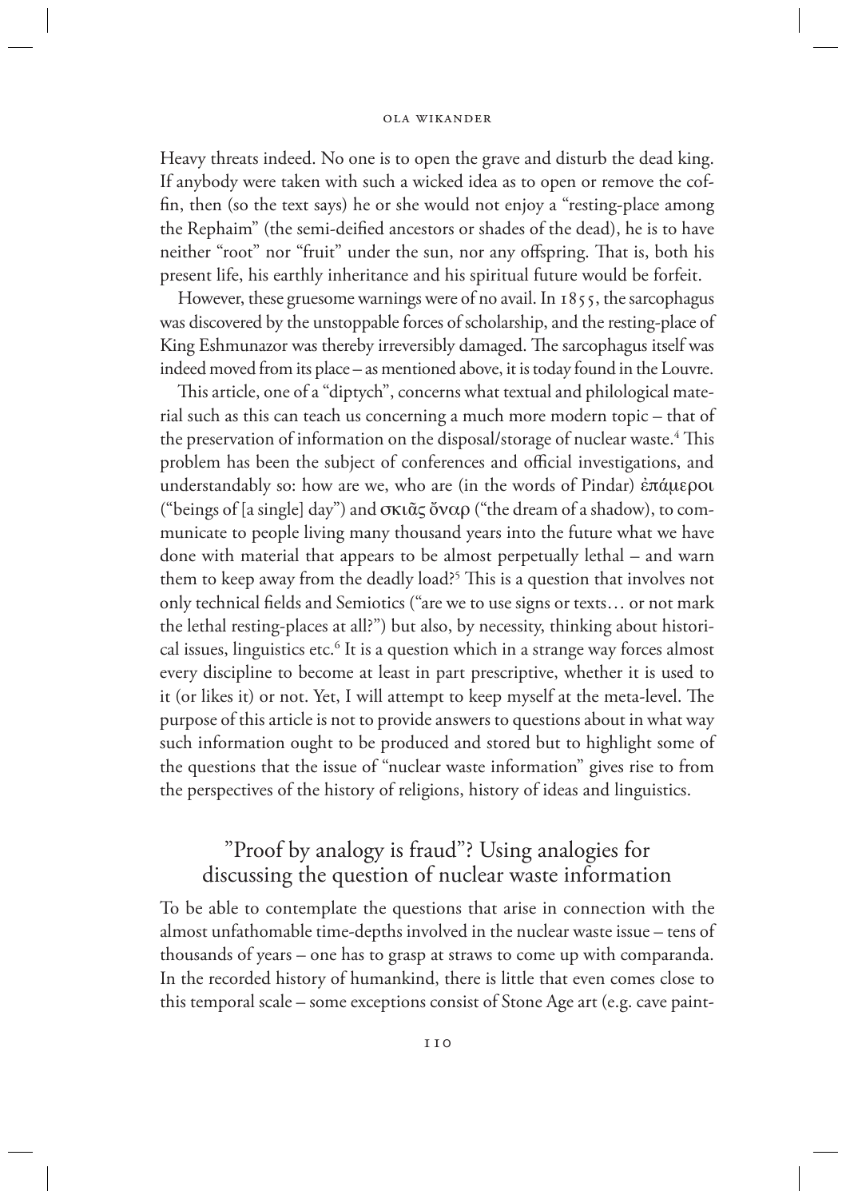Heavy threats indeed. No one is to open the grave and disturb the dead king. If anybody were taken with such a wicked idea as to open or remove the coffin, then (so the text says) he or she would not enjoy a "resting-place among the Rephaim" (the semi-deified ancestors or shades of the dead), he is to have neither "root" nor "fruit" under the sun, nor any offspring. That is, both his present life, his earthly inheritance and his spiritual future would be forfeit.

However, these gruesome warnings were of no avail. In 1855, the sarcophagus was discovered by the unstoppable forces of scholarship, and the resting-place of King Eshmunazor was thereby irreversibly damaged. The sarcophagus itself was indeed moved from its place – as mentioned above, it is today found in the Louvre.

This article, one of a "diptych", concerns what textual and philological material such as this can teach us concerning a much more modern topic – that of the preservation of information on the disposal/storage of nuclear waste.[4] This problem has been the subject of conferences and official investigations, and understandably so: how are we, who are (in the words of Pindar) ἐπάμεροι ("beings of [a single] day") and σκιᾶς ὄναρ ("the dream of a shadow), to communicate to people living many thousand years into the future what we have done with material that appears to be almost perpetually lethal – and warn them to keep away from the deadly load?[5] This is a question that involves not only technical fields and Semiotics ("are we to use signs or texts… or not mark the lethal resting-places at all?") but also, by necessity, thinking about historical issues, linguistics etc.[6] It is a question which in a strange way forces almost every discipline to become at least in part prescriptive, whether it is used to it (or likes it) or not. Yet, I will attempt to keep myself at the meta-level. The purpose of this article is not to provide answers to questions about in what way such information ought to be produced and stored but to highlight some of the questions that the issue of "nuclear waste information" gives rise to from the perspectives of the history of religions, history of ideas and linguistics.

## "Proof by analogy is fraud"? Using analogies for discussing the question of nuclear waste information

To be able to contemplate the questions that arise in connection with the almost unfathomable time-depths involved in the nuclear waste issue – tens of thousands of years – one has to grasp at straws to come up with comparanda. In the recorded history of humankind, there is little that even comes close to this temporal scale – some exceptions consist of Stone Age art (e.g. cave paint-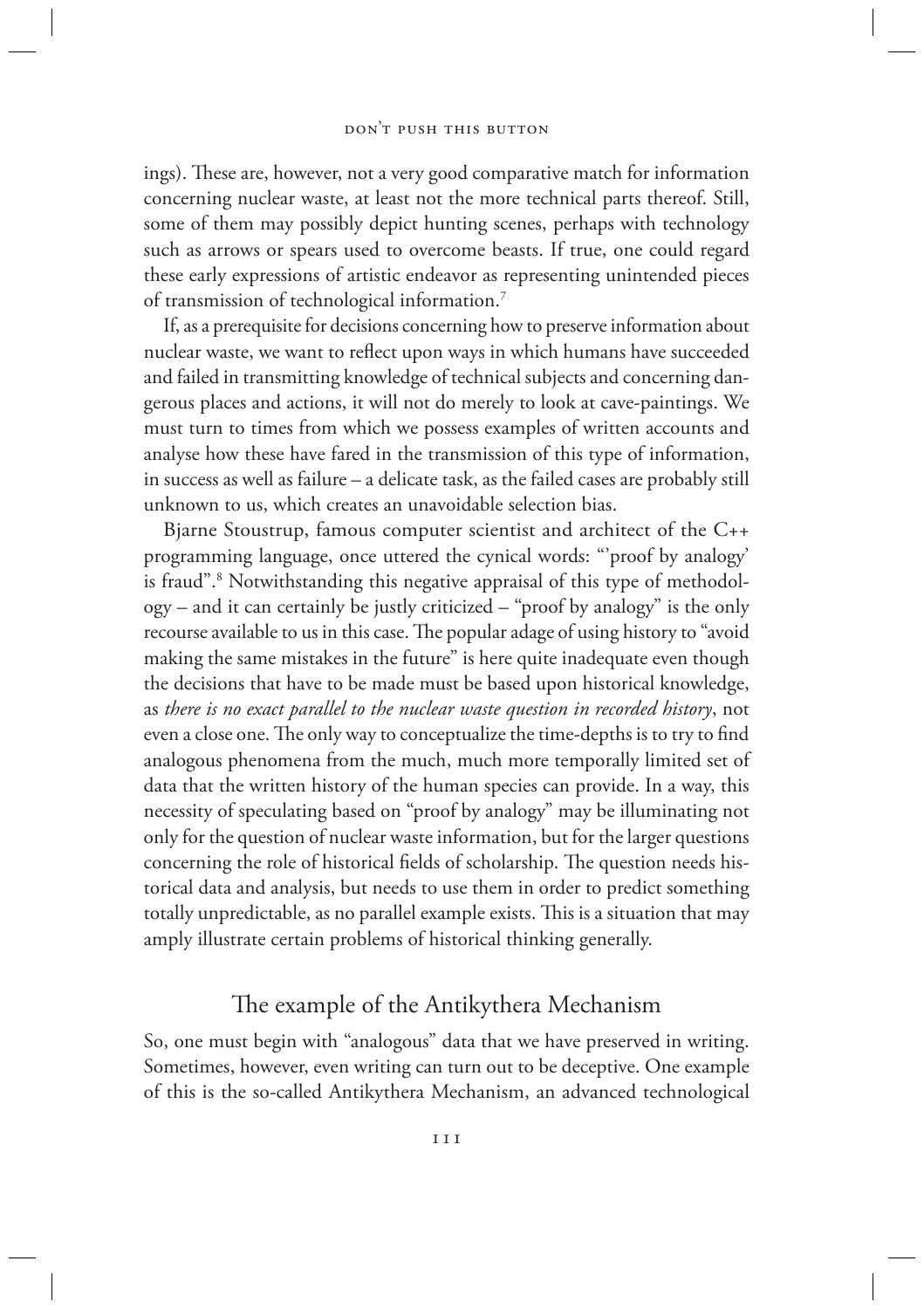ings). These are, however, not a very good comparative match for information concerning nuclear waste, at least not the more technical parts thereof. Still, some of them may possibly depict hunting scenes, perhaps with technology such as arrows or spears used to overcome beasts. If true, one could regard these early expressions of artistic endeavor as representing unintended pieces of transmission of technological information.[7]

If, as a prerequisite for decisions concerning how to preserve information about nuclear waste, we want to reflect upon ways in which humans have succeeded and failed in transmitting knowledge of technical subjects and concerning dangerous places and actions, it will not do merely to look at cave-paintings. We must turn to times from which we possess examples of written accounts and analyse how these have fared in the transmission of this type of information, in success as well as failure – a delicate task, as the failed cases are probably still unknown to us, which creates an unavoidable selection bias.

Bjarne Stoustrup, famous computer scientist and architect of the C++ programming language, once uttered the cynical words: "'proof by analogy' is fraud".[8] Notwithstanding this negative appraisal of this type of methodology – and it can certainly be justly criticized – "proof by analogy" is the only recourse available to us in this case. The popular adage of using history to "avoid making the same mistakes in the future" is here quite inadequate even though the decisions that have to be made must be based upon historical knowledge, as *there is no exact parallel to the nuclear waste question in recorded history*, not even a close one. The only way to conceptualize the time-depths is to try to find analogous phenomena from the much, much more temporally limited set of data that the written history of the human species can provide. In a way, this necessity of speculating based on "proof by analogy" may be illuminating not only for the question of nuclear waste information, but for the larger questions concerning the role of historical fields of scholarship. The question needs historical data and analysis, but needs to use them in order to predict something totally unpredictable, as no parallel example exists. This is a situation that may amply illustrate certain problems of historical thinking generally.

## The example of the Antikythera Mechanism

So, one must begin with "analogous" data that we have preserved in writing. Sometimes, however, even writing can turn out to be deceptive. One example of this is the so-called Antikythera Mechanism, an advanced technological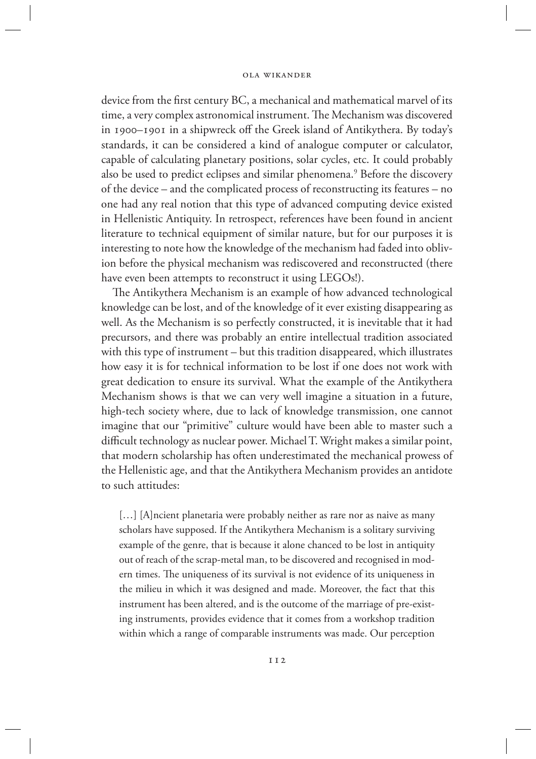device from the first century BC, a mechanical and mathematical marvel of its time, a very complex astronomical instrument. The Mechanism was discovered in 1900–1901 in a shipwreck off the Greek island of Antikythera. By today's standards, it can be considered a kind of analogue computer or calculator, capable of calculating planetary positions, solar cycles, etc. It could probably also be used to predict eclipses and similar phenomena.[9] Before the discovery of the device – and the complicated process of reconstructing its features – no one had any real notion that this type of advanced computing device existed in Hellenistic Antiquity. In retrospect, references have been found in ancient literature to technical equipment of similar nature, but for our purposes it is interesting to note how the knowledge of the mechanism had faded into oblivion before the physical mechanism was rediscovered and reconstructed (there have even been attempts to reconstruct it using LEGOs!).

The Antikythera Mechanism is an example of how advanced technological knowledge can be lost, and of the knowledge of it ever existing disappearing as well. As the Mechanism is so perfectly constructed, it is inevitable that it had precursors, and there was probably an entire intellectual tradition associated with this type of instrument – but this tradition disappeared, which illustrates how easy it is for technical information to be lost if one does not work with great dedication to ensure its survival. What the example of the Antikythera Mechanism shows is that we can very well imagine a situation in a future, high-tech society where, due to lack of knowledge transmission, one cannot imagine that our "primitive" culture would have been able to master such a difficult technology as nuclear power. Michael T. Wright makes a similar point, that modern scholarship has often underestimated the mechanical prowess of the Hellenistic age, and that the Antikythera Mechanism provides an antidote to such attitudes:

> […] [A]ncient planetaria were probably neither as rare nor as naive as many scholars have supposed. If the Antikythera Mechanism is a solitary surviving example of the genre, that is because it alone chanced to be lost in antiquity out of reach of the scrap-metal man, to be discovered and recognised in modern times. The uniqueness of its survival is not evidence of its uniqueness in the milieu in which it was designed and made. Moreover, the fact that this instrument has been altered, and is the outcome of the marriage of pre-existing instruments, provides evidence that it comes from a workshop tradition within which a range of comparable instruments was made. Our perception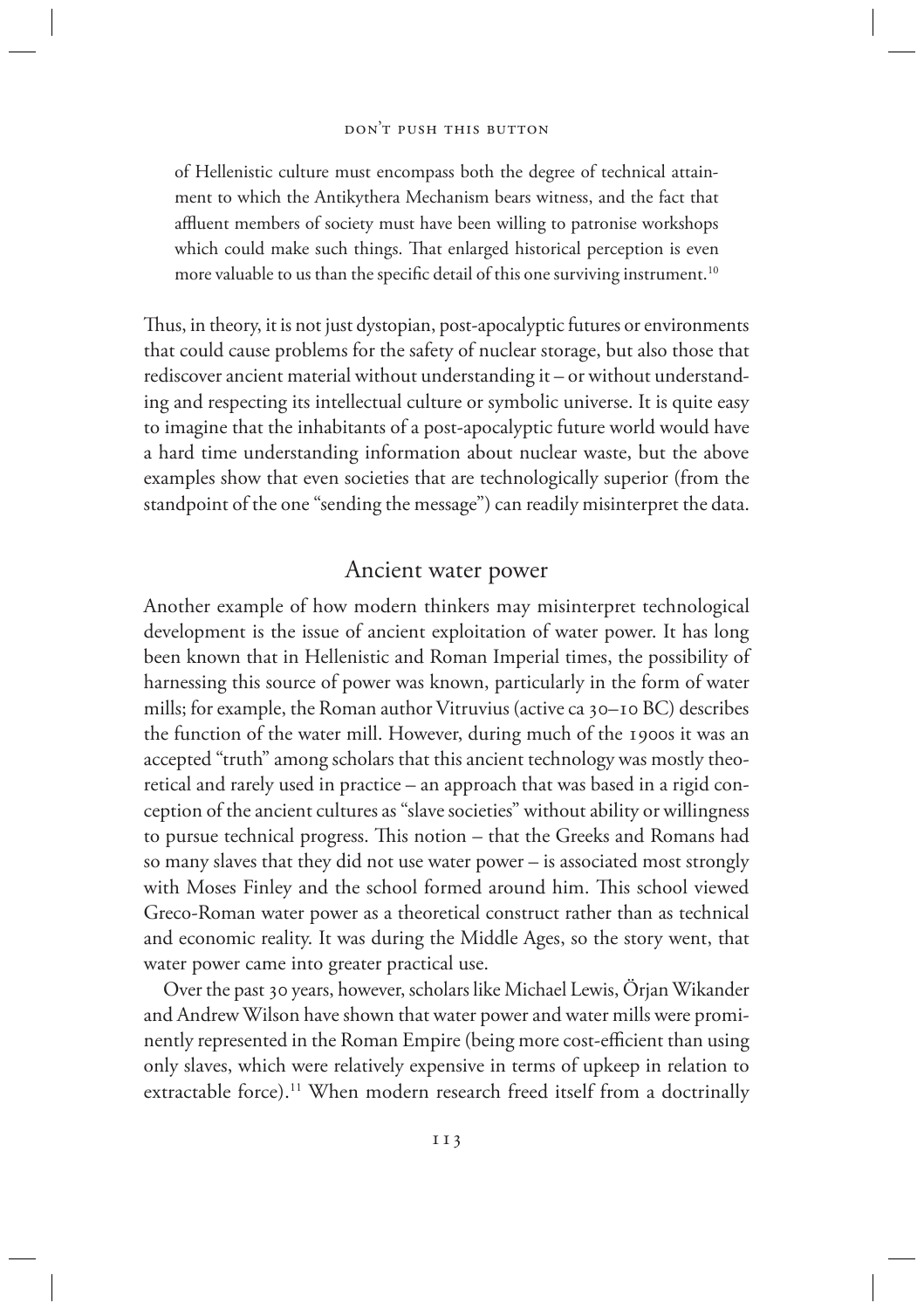> of Hellenistic culture must encompass both the degree of technical attainment to which the Antikythera Mechanism bears witness, and the fact that affluent members of society must have been willing to patronise workshops which could make such things. That enlarged historical perception is even more valuable to us than the specific detail of this one surviving instrument.[10]

Thus, in theory, it is not just dystopian, post-apocalyptic futures or environments that could cause problems for the safety of nuclear storage, but also those that rediscover ancient material without understanding it – or without understanding and respecting its intellectual culture or symbolic universe. It is quite easy to imagine that the inhabitants of a post-apocalyptic future world would have a hard time understanding information about nuclear waste, but the above examples show that even societies that are technologically superior (from the standpoint of the one "sending the message") can readily misinterpret the data.

## Ancient water power

Another example of how modern thinkers may misinterpret technological development is the issue of ancient exploitation of water power. It has long been known that in Hellenistic and Roman Imperial times, the possibility of harnessing this source of power was known, particularly in the form of water mills; for example, the Roman author Vitruvius (active ca 30–10 BC) describes the function of the water mill. However, during much of the 1900s it was an accepted "truth" among scholars that this ancient technology was mostly theoretical and rarely used in practice – an approach that was based in a rigid conception of the ancient cultures as "slave societies" without ability or willingness to pursue technical progress. This notion – that the Greeks and Romans had so many slaves that they did not use water power – is associated most strongly with Moses Finley and the school formed around him. This school viewed Greco-Roman water power as a theoretical construct rather than as technical and economic reality. It was during the Middle Ages, so the story went, that water power came into greater practical use.

Over the past 30 years, however, scholars like Michael Lewis, Örjan Wikander and Andrew Wilson have shown that water power and water mills were prominently represented in the Roman Empire (being more cost-efficient than using only slaves, which were relatively expensive in terms of upkeep in relation to extractable force).[11] When modern research freed itself from a doctrinally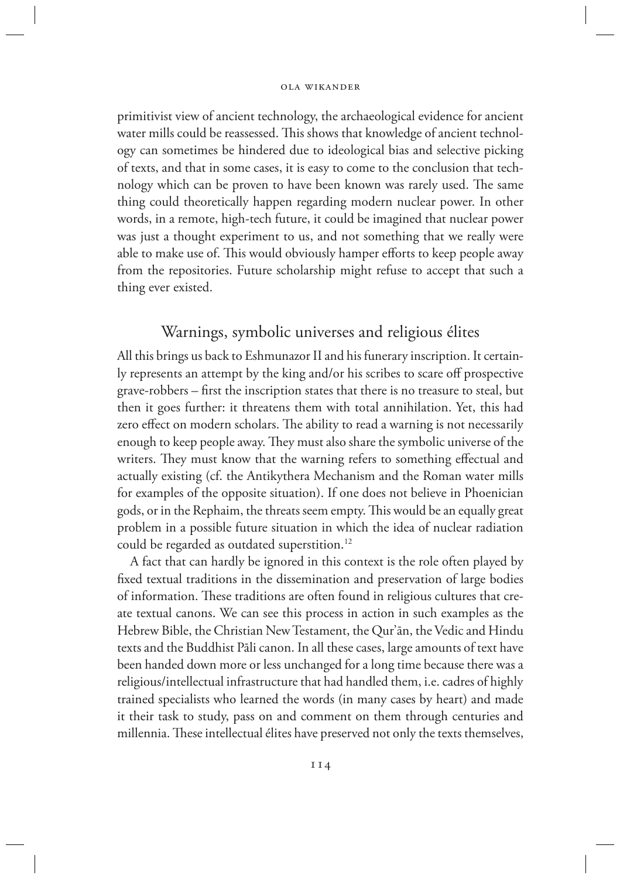primitivist view of ancient technology, the archaeological evidence for ancient water mills could be reassessed. This shows that knowledge of ancient technology can sometimes be hindered due to ideological bias and selective picking of texts, and that in some cases, it is easy to come to the conclusion that technology which can be proven to have been known was rarely used. The same thing could theoretically happen regarding modern nuclear power. In other words, in a remote, high-tech future, it could be imagined that nuclear power was just a thought experiment to us, and not something that we really were able to make use of. This would obviously hamper efforts to keep people away from the repositories. Future scholarship might refuse to accept that such a thing ever existed.

## Warnings, symbolic universes and religious élites

All this brings us back to Eshmunazor II and his funerary inscription. It certainly represents an attempt by the king and/or his scribes to scare off prospective grave-robbers – first the inscription states that there is no treasure to steal, but then it goes further: it threatens them with total annihilation. Yet, this had zero effect on modern scholars. The ability to read a warning is not necessarily enough to keep people away. They must also share the symbolic universe of the writers. They must know that the warning refers to something effectual and actually existing (cf. the Antikythera Mechanism and the Roman water mills for examples of the opposite situation). If one does not believe in Phoenician gods, or in the Rephaim, the threats seem empty. This would be an equally great problem in a possible future situation in which the idea of nuclear radiation could be regarded as outdated superstition.[12]

A fact that can hardly be ignored in this context is the role often played by fixed textual traditions in the dissemination and preservation of large bodies of information. These traditions are often found in religious cultures that create textual canons. We can see this process in action in such examples as the Hebrew Bible, the Christian New Testament, the Qur'ān, the Vedic and Hindu texts and the Buddhist Pāli canon. In all these cases, large amounts of text have been handed down more or less unchanged for a long time because there was a religious/intellectual infrastructure that had handled them, i.e. cadres of highly trained specialists who learned the words (in many cases by heart) and made it their task to study, pass on and comment on them through centuries and millennia. These intellectual élites have preserved not only the texts themselves,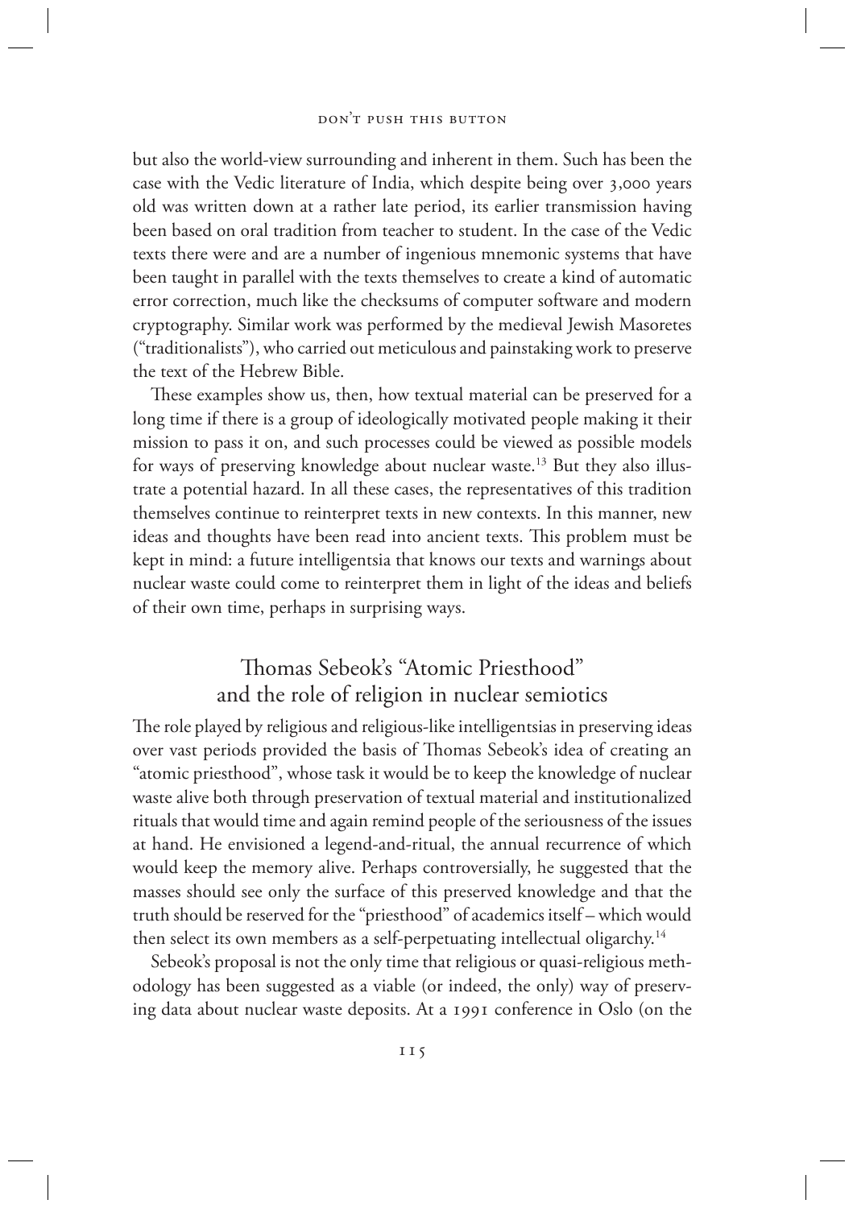but also the world-view surrounding and inherent in them. Such has been the case with the Vedic literature of India, which despite being over 3,000 years old was written down at a rather late period, its earlier transmission having been based on oral tradition from teacher to student. In the case of the Vedic texts there were and are a number of ingenious mnemonic systems that have been taught in parallel with the texts themselves to create a kind of automatic error correction, much like the checksums of computer software and modern cryptography. Similar work was performed by the medieval Jewish Masoretes ("traditionalists"), who carried out meticulous and painstaking work to preserve the text of the Hebrew Bible.

These examples show us, then, how textual material can be preserved for a long time if there is a group of ideologically motivated people making it their mission to pass it on, and such processes could be viewed as possible models for ways of preserving knowledge about nuclear waste.[13] But they also illustrate a potential hazard. In all these cases, the representatives of this tradition themselves continue to reinterpret texts in new contexts. In this manner, new ideas and thoughts have been read into ancient texts. This problem must be kept in mind: a future intelligentsia that knows our texts and warnings about nuclear waste could come to reinterpret them in light of the ideas and beliefs of their own time, perhaps in surprising ways.

## Thomas Sebeok's "Atomic Priesthood" and the role of religion in nuclear semiotics

The role played by religious and religious-like intelligentsias in preserving ideas over vast periods provided the basis of Thomas Sebeok's idea of creating an "atomic priesthood", whose task it would be to keep the knowledge of nuclear waste alive both through preservation of textual material and institutionalized rituals that would time and again remind people of the seriousness of the issues at hand. He envisioned a legend-and-ritual, the annual recurrence of which would keep the memory alive. Perhaps controversially, he suggested that the masses should see only the surface of this preserved knowledge and that the truth should be reserved for the "priesthood" of academics itself – which would then select its own members as a self-perpetuating intellectual oligarchy.[14]

Sebeok's proposal is not the only time that religious or quasi-religious methodology has been suggested as a viable (or indeed, the only) way of preserving data about nuclear waste deposits. At a 1991 conference in Oslo (on the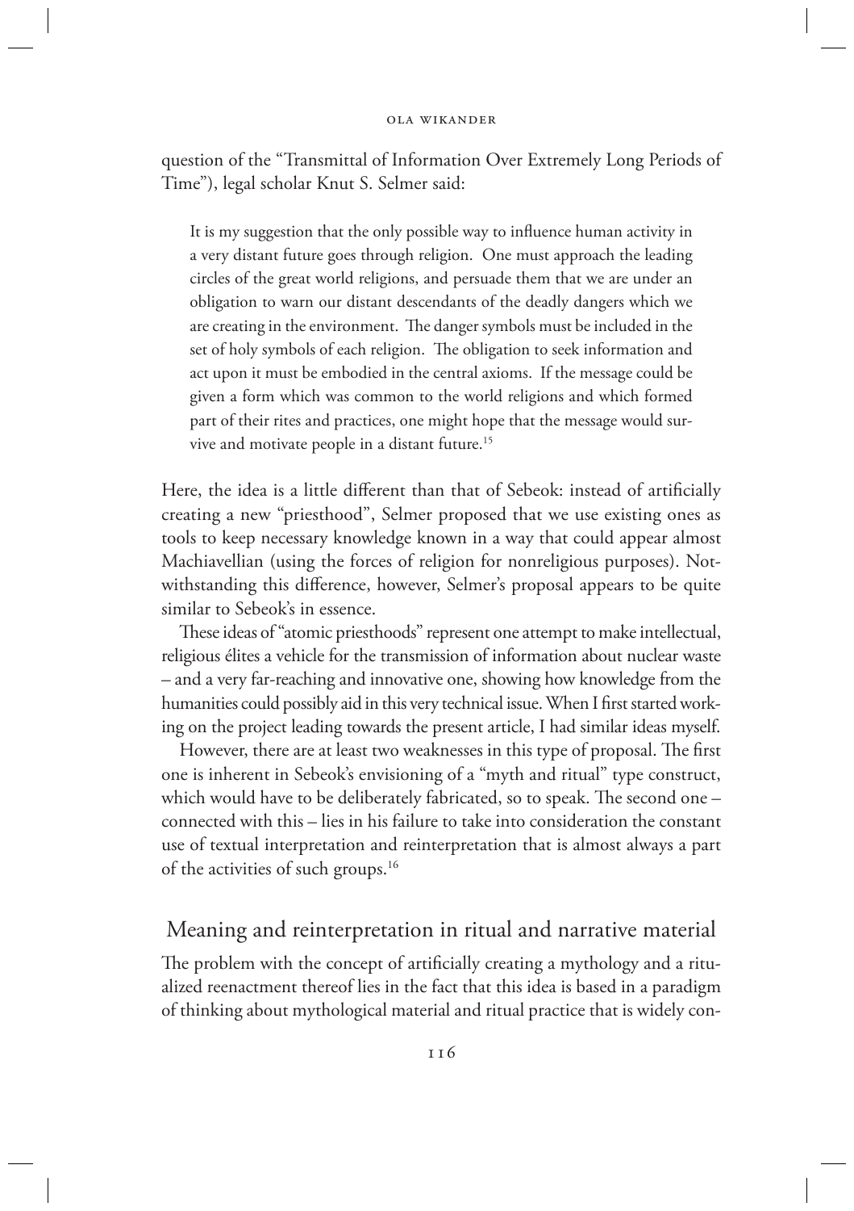question of the "Transmittal of Information Over Extremely Long Periods of Time"), legal scholar Knut S. Selmer said:

> It is my suggestion that the only possible way to influence human activity in a very distant future goes through religion. One must approach the leading circles of the great world religions, and persuade them that we are under an obligation to warn our distant descendants of the deadly dangers which we are creating in the environment. The danger symbols must be included in the set of holy symbols of each religion. The obligation to seek information and act upon it must be embodied in the central axioms. If the message could be given a form which was common to the world religions and which formed part of their rites and practices, one might hope that the message would survive and motivate people in a distant future.[15]

Here, the idea is a little different than that of Sebeok: instead of artificially creating a new "priesthood", Selmer proposed that we use existing ones as tools to keep necessary knowledge known in a way that could appear almost Machiavellian (using the forces of religion for nonreligious purposes). Notwithstanding this difference, however, Selmer's proposal appears to be quite similar to Sebeok's in essence.

These ideas of "atomic priesthoods" represent one attempt to make intellectual, religious élites a vehicle for the transmission of information about nuclear waste – and a very far-reaching and innovative one, showing how knowledge from the humanities could possibly aid in this very technical issue. When I first started working on the project leading towards the present article, I had similar ideas myself.

However, there are at least two weaknesses in this type of proposal. The first one is inherent in Sebeok's envisioning of a "myth and ritual" type construct, which would have to be deliberately fabricated, so to speak. The second one – connected with this – lies in his failure to take into consideration the constant use of textual interpretation and reinterpretation that is almost always a part of the activities of such groups.[16]

## Meaning and reinterpretation in ritual and narrative material

The problem with the concept of artificially creating a mythology and a ritualized reenactment thereof lies in the fact that this idea is based in a paradigm of thinking about mythological material and ritual practice that is widely con-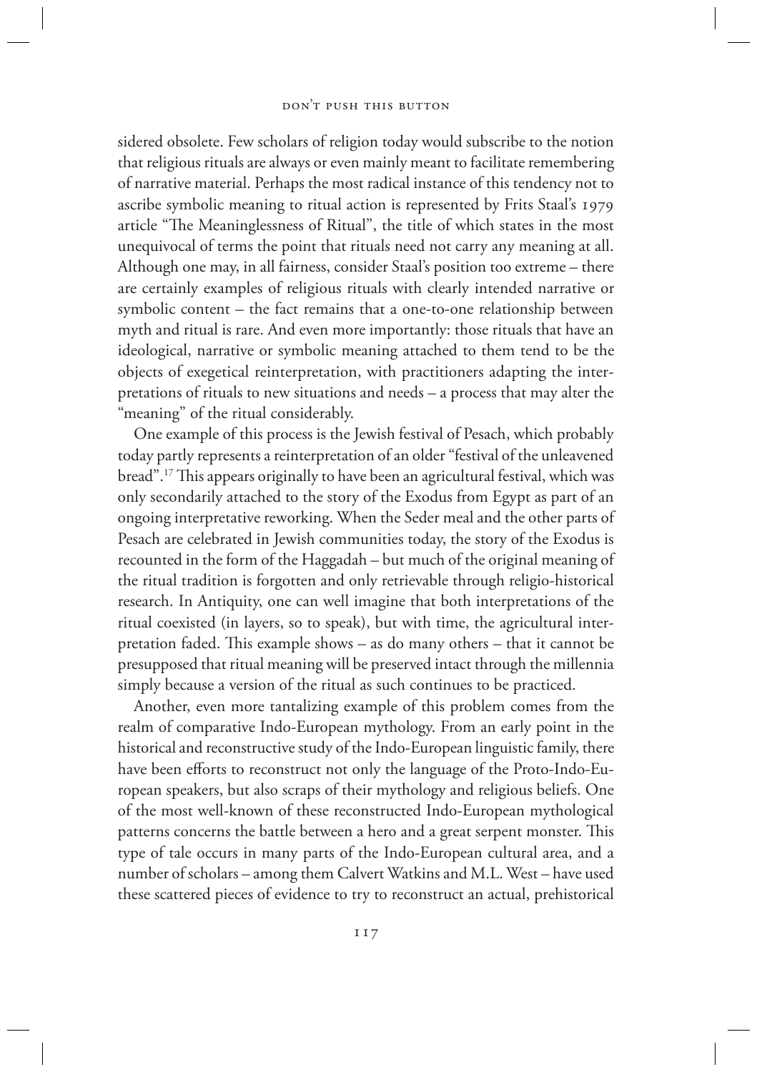sidered obsolete. Few scholars of religion today would subscribe to the notion that religious rituals are always or even mainly meant to facilitate remembering of narrative material. Perhaps the most radical instance of this tendency not to ascribe symbolic meaning to ritual action is represented by Frits Staal's 1979 article "The Meaninglessness of Ritual", the title of which states in the most unequivocal of terms the point that rituals need not carry any meaning at all. Although one may, in all fairness, consider Staal's position too extreme – there are certainly examples of religious rituals with clearly intended narrative or symbolic content – the fact remains that a one-to-one relationship between myth and ritual is rare. And even more importantly: those rituals that have an ideological, narrative or symbolic meaning attached to them tend to be the objects of exegetical reinterpretation, with practitioners adapting the interpretations of rituals to new situations and needs – a process that may alter the "meaning" of the ritual considerably.

One example of this process is the Jewish festival of Pesach, which probably today partly represents a reinterpretation of an older "festival of the unleavened bread".[17] This appears originally to have been an agricultural festival, which was only secondarily attached to the story of the Exodus from Egypt as part of an ongoing interpretative reworking. When the Seder meal and the other parts of Pesach are celebrated in Jewish communities today, the story of the Exodus is recounted in the form of the Haggadah – but much of the original meaning of the ritual tradition is forgotten and only retrievable through religio-historical research. In Antiquity, one can well imagine that both interpretations of the ritual coexisted (in layers, so to speak), but with time, the agricultural interpretation faded. This example shows – as do many others – that it cannot be presupposed that ritual meaning will be preserved intact through the millennia simply because a version of the ritual as such continues to be practiced.

Another, even more tantalizing example of this problem comes from the realm of comparative Indo-European mythology. From an early point in the historical and reconstructive study of the Indo-European linguistic family, there have been efforts to reconstruct not only the language of the Proto-Indo-European speakers, but also scraps of their mythology and religious beliefs. One of the most well-known of these reconstructed Indo-European mythological patterns concerns the battle between a hero and a great serpent monster. This type of tale occurs in many parts of the Indo-European cultural area, and a number of scholars – among them Calvert Watkins and M.L. West – have used these scattered pieces of evidence to try to reconstruct an actual, prehistorical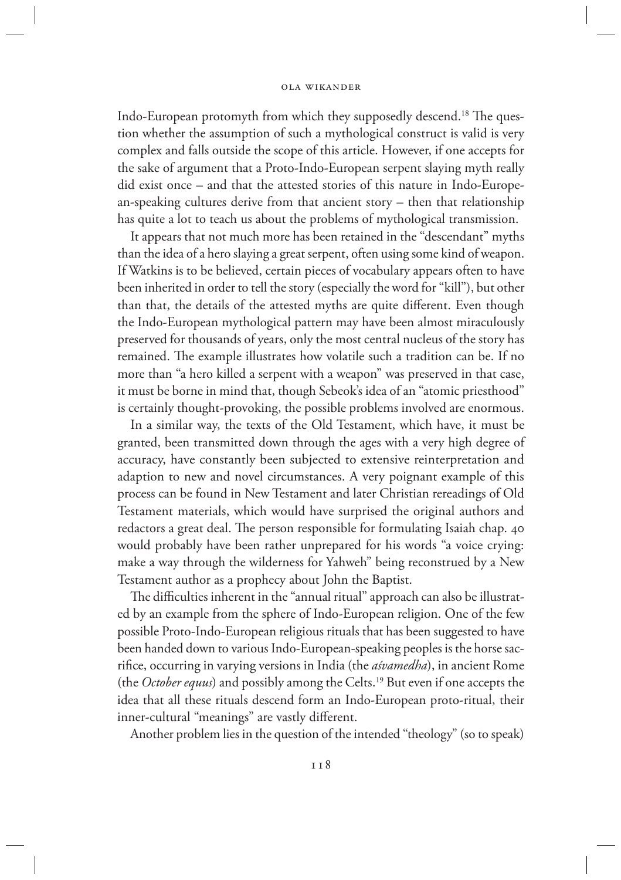Indo-European protomyth from which they supposedly descend.[18] The question whether the assumption of such a mythological construct is valid is very complex and falls outside the scope of this article. However, if one accepts for the sake of argument that a Proto-Indo-European serpent slaying myth really did exist once – and that the attested stories of this nature in Indo-European-speaking cultures derive from that ancient story – then that relationship has quite a lot to teach us about the problems of mythological transmission.

It appears that not much more has been retained in the "descendant" myths than the idea of a hero slaying a great serpent, often using some kind of weapon. If Watkins is to be believed, certain pieces of vocabulary appears often to have been inherited in order to tell the story (especially the word for "kill"), but other than that, the details of the attested myths are quite different. Even though the Indo-European mythological pattern may have been almost miraculously preserved for thousands of years, only the most central nucleus of the story has remained. The example illustrates how volatile such a tradition can be. If no more than "a hero killed a serpent with a weapon" was preserved in that case, it must be borne in mind that, though Sebeok's idea of an "atomic priesthood" is certainly thought-provoking, the possible problems involved are enormous.

In a similar way, the texts of the Old Testament, which have, it must be granted, been transmitted down through the ages with a very high degree of accuracy, have constantly been subjected to extensive reinterpretation and adaption to new and novel circumstances. A very poignant example of this process can be found in New Testament and later Christian rereadings of Old Testament materials, which would have surprised the original authors and redactors a great deal. The person responsible for formulating Isaiah chap. 40 would probably have been rather unprepared for his words "a voice crying: make a way through the wilderness for Yahweh" being reconstrued by a New Testament author as a prophecy about John the Baptist.

The difficulties inherent in the "annual ritual" approach can also be illustrated by an example from the sphere of Indo-European religion. One of the few possible Proto-Indo-European religious rituals that has been suggested to have been handed down to various Indo-European-speaking peoples is the horse sacrifice, occurring in varying versions in India (the *aśvamedha*), in ancient Rome (the *October equus*) and possibly among the Celts.[19] But even if one accepts the idea that all these rituals descend form an Indo-European proto-ritual, their inner-cultural "meanings" are vastly different.

Another problem lies in the question of the intended "theology" (so to speak)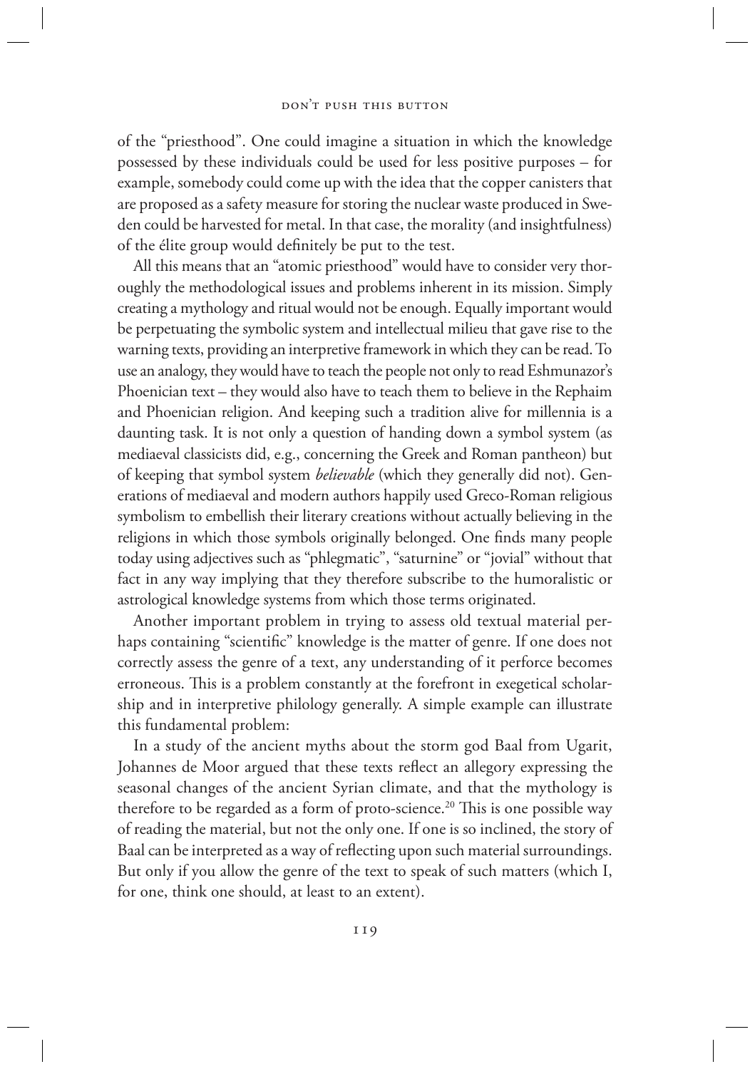of the "priesthood". One could imagine a situation in which the knowledge possessed by these individuals could be used for less positive purposes – for example, somebody could come up with the idea that the copper canisters that are proposed as a safety measure for storing the nuclear waste produced in Sweden could be harvested for metal. In that case, the morality (and insightfulness) of the élite group would definitely be put to the test.

All this means that an "atomic priesthood" would have to consider very thoroughly the methodological issues and problems inherent in its mission. Simply creating a mythology and ritual would not be enough. Equally important would be perpetuating the symbolic system and intellectual milieu that gave rise to the warning texts, providing an interpretive framework in which they can be read. To use an analogy, they would have to teach the people not only to read Eshmunazor's Phoenician text – they would also have to teach them to believe in the Rephaim and Phoenician religion. And keeping such a tradition alive for millennia is a daunting task. It is not only a question of handing down a symbol system (as mediaeval classicists did, e.g., concerning the Greek and Roman pantheon) but of keeping that symbol system *believable* (which they generally did not). Generations of mediaeval and modern authors happily used Greco-Roman religious symbolism to embellish their literary creations without actually believing in the religions in which those symbols originally belonged. One finds many people today using adjectives such as "phlegmatic", "saturnine" or "jovial" without that fact in any way implying that they therefore subscribe to the humoralistic or astrological knowledge systems from which those terms originated.

Another important problem in trying to assess old textual material perhaps containing "scientific" knowledge is the matter of genre. If one does not correctly assess the genre of a text, any understanding of it perforce becomes erroneous. This is a problem constantly at the forefront in exegetical scholarship and in interpretive philology generally. A simple example can illustrate this fundamental problem:

In a study of the ancient myths about the storm god Baal from Ugarit, Johannes de Moor argued that these texts reflect an allegory expressing the seasonal changes of the ancient Syrian climate, and that the mythology is therefore to be regarded as a form of proto-science.[20] This is one possible way of reading the material, but not the only one. If one is so inclined, the story of Baal can be interpreted as a way of reflecting upon such material surroundings. But only if you allow the genre of the text to speak of such matters (which I, for one, think one should, at least to an extent).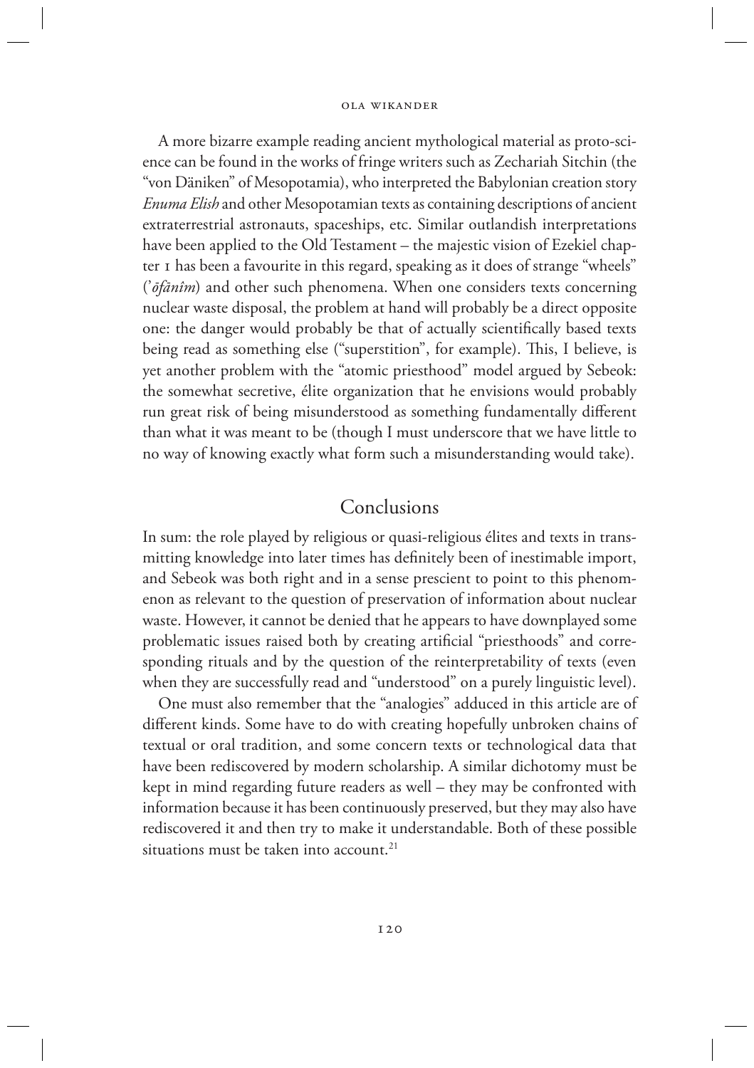A more bizarre example reading ancient mythological material as proto-science can be found in the works of fringe writers such as Zechariah Sitchin (the "von Däniken" of Mesopotamia), who interpreted the Babylonian creation story *Enuma Elish* and other Mesopotamian texts as containing descriptions of ancient extraterrestrial astronauts, spaceships, etc. Similar outlandish interpretations have been applied to the Old Testament – the majestic vision of Ezekiel chapter 1 has been a favourite in this regard, speaking as it does of strange "wheels" (*'ōfānîm*) and other such phenomena. When one considers texts concerning nuclear waste disposal, the problem at hand will probably be a direct opposite one: the danger would probably be that of actually scientifically based texts being read as something else ("superstition", for example). This, I believe, is yet another problem with the "atomic priesthood" model argued by Sebeok: the somewhat secretive, élite organization that he envisions would probably run great risk of being misunderstood as something fundamentally different than what it was meant to be (though I must underscore that we have little to no way of knowing exactly what form such a misunderstanding would take).

## Conclusions

In sum: the role played by religious or quasi-religious élites and texts in transmitting knowledge into later times has definitely been of inestimable import, and Sebeok was both right and in a sense prescient to point to this phenomenon as relevant to the question of preservation of information about nuclear waste. However, it cannot be denied that he appears to have downplayed some problematic issues raised both by creating artificial "priesthoods" and corresponding rituals and by the question of the reinterpretability of texts (even when they are successfully read and "understood" on a purely linguistic level).

One must also remember that the "analogies" adduced in this article are of different kinds. Some have to do with creating hopefully unbroken chains of textual or oral tradition, and some concern texts or technological data that have been rediscovered by modern scholarship. A similar dichotomy must be kept in mind regarding future readers as well – they may be confronted with information because it has been continuously preserved, but they may also have rediscovered it and then try to make it understandable. Both of these possible situations must be taken into account.[21]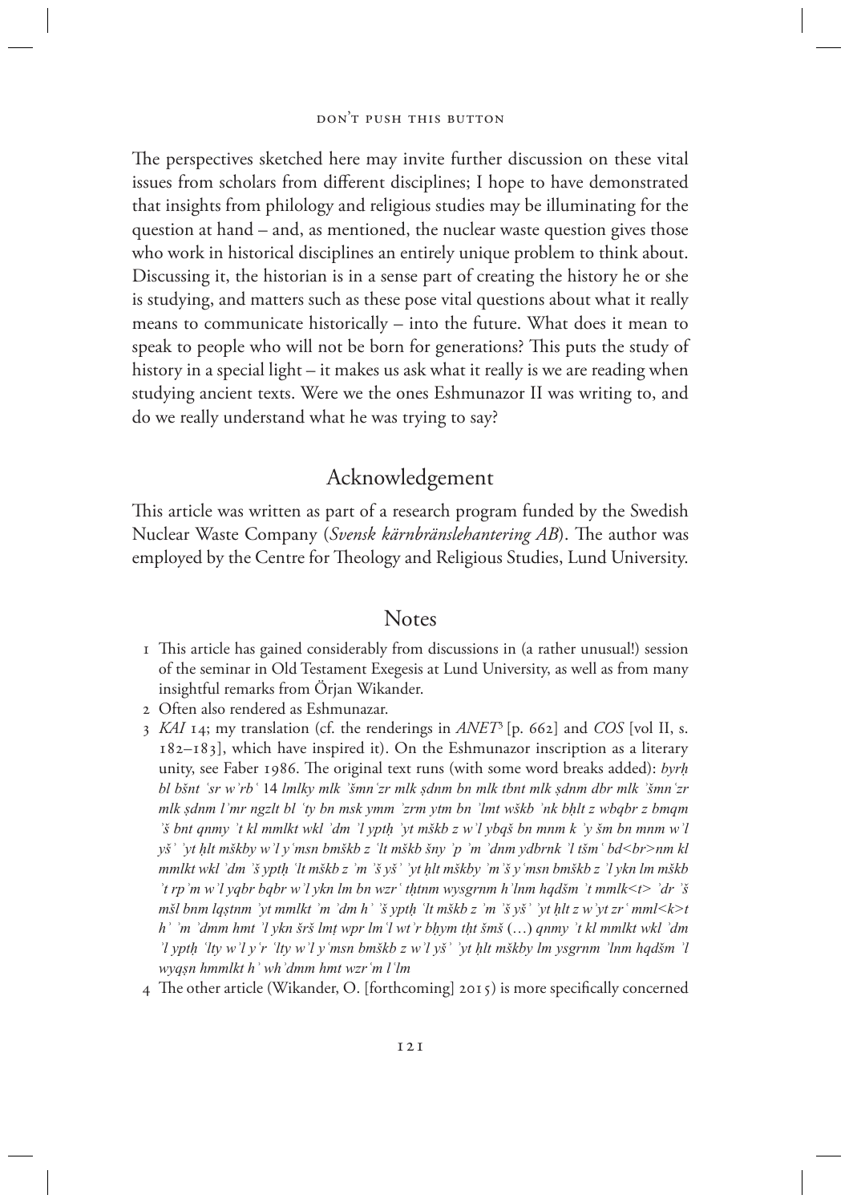The perspectives sketched here may invite further discussion on these vital issues from scholars from different disciplines; I hope to have demonstrated that insights from philology and religious studies may be illuminating for the question at hand – and, as mentioned, the nuclear waste question gives those who work in historical disciplines an entirely unique problem to think about. Discussing it, the historian is in a sense part of creating the history he or she is studying, and matters such as these pose vital questions about what it really means to communicate historically – into the future. What does it mean to speak to people who will not be born for generations? This puts the study of history in a special light – it makes us ask what it really is we are reading when studying ancient texts. Were we the ones Eshmunazor II was writing to, and do we really understand what he was trying to say?

## Acknowledgement

This article was written as part of a research program funded by the Swedish Nuclear Waste Company (*Svensk kärnbränslehantering AB*). The author was employed by the Centre for Theology and Religious Studies, Lund University.

## Notes

1 This article has gained considerably from discussions in (a rather unusual!) session of the seminar in Old Testament Exegesis at Lund University, as well as from many insightful remarks from Örjan Wikander.

2 Often also rendered as Eshmunazar.

3 *KAI* 14; my translation (cf. the renderings in *ANET*[3] [p. 662] and *COS* [vol II, s. 182–183], which have inspired it). On the Eshmunazor inscription as a literary unity, see Faber 1986. The original text runs (with some word breaks added): *byrḥ bl bšnt ʿsr wʾrbʿ* 14 *lmlky mlk ʾšmnʿzr mlk ṣdnm bn mlk tbnt mlk ṣdnm dbr mlk ʾšmnʿzr mlk ṣdnm lʾmr ngzlt bl ʿty bn msk ymm ʾzrm ytm bn ʾlmt wškb ʾnk bḥlt z wbqbr z bmqm ʾš bnt qnmy ʾt kl mmlkt wkl ʾdm ʾl ypth ʾyt mškb z wʾl ybqš bn mnm k ʾy šm bn mnm wʾl yšʾ ʾyt ḥlt mškby wʾl yʿmsn bmškb z ʿlt mškb šny ʾp ʾm ʾdnm ydbrnk ʾl tšmʿ bd<br>nm kl mmlkt wkl ʾdm ʾš ypth ʿlt mškb z ʾm ʾš yšʾ ʾyt ḥlt mškby ʾmʾš yʿmsn bmškb z ʾl ykn lm mškb ʾt rpʾm wʾl yqbr bqbr wʾl ykn lm bn wzrʿ tḥtnm wysgrnm hʾlnm hqdšm ʾt mmlk<t> ʾdr ʾš mšl bnm lqṣtnm ʾyt mmlkt ʾm ʾdm hʾ ʾš ypth ʿlt mškb z ʾm ʾš yšʾ ʾyt ḥlt z wʾyt zrʿ mml<k>t hʾ ʾm ʾdmm hmt ʾl ykn šrš lmṭ wpr lmʿl wtʾr bḥym tḥt šmš* (…) *qnmy ʾt kl mmlkt wkl ʾdm ʾl ypth ʿlty wʾl yʿr ʿlty wʾl yʿmsn bmškb z wʾl yšʾ ʾyt ḥlt mškby lm ysgrnm ʾlnm hqdšm ʾl wyqṣn hmmlkt hʾ whʾdmm hmt wzrʿm lʿlm*

4 The other article (Wikander, O. [forthcoming] 2015) is more specifically concerned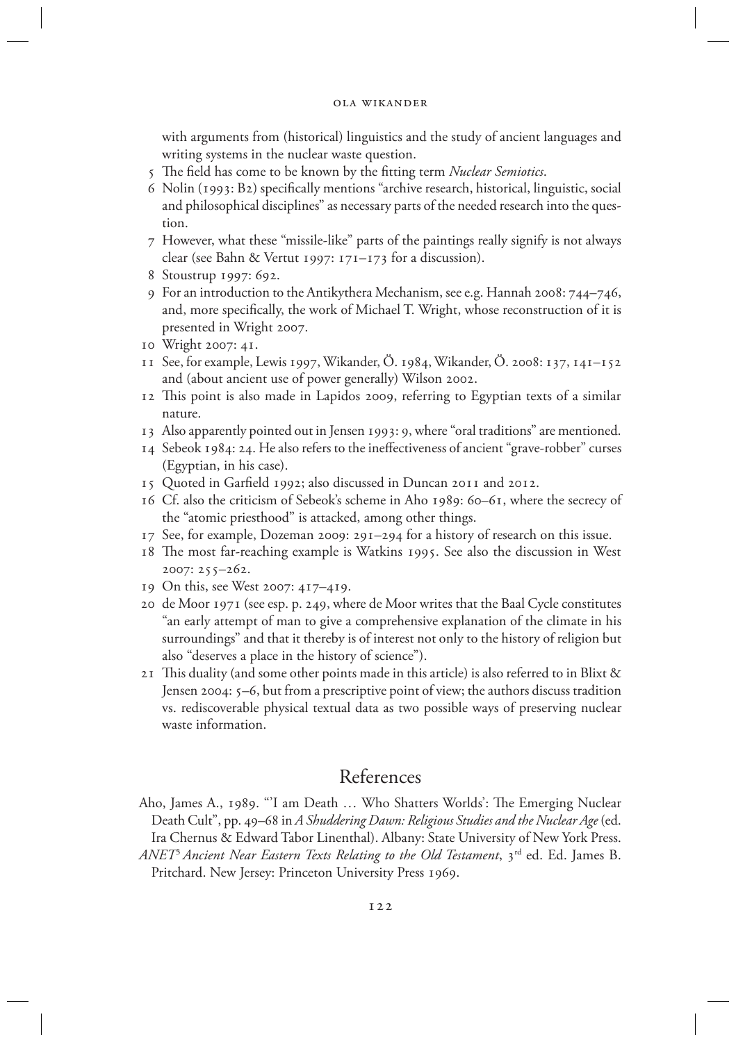with arguments from (historical) linguistics and the study of ancient languages and writing systems in the nuclear waste question.

5 The field has come to be known by the fitting term *Nuclear Semiotics*.

6 Nolin (1993: B2) specifically mentions "archive research, historical, linguistic, social and philosophical disciplines" as necessary parts of the needed research into the question.

7 However, what these "missile-like" parts of the paintings really signify is not always clear (see Bahn & Vertut 1997: 171–173 for a discussion).

8 Stoustrup 1997: 692.

9 For an introduction to the Antikythera Mechanism, see e.g. Hannah 2008: 744–746, and, more specifically, the work of Michael T. Wright, whose reconstruction of it is presented in Wright 2007.

10 Wright 2007: 41.

11 See, for example, Lewis 1997, Wikander, Ö. 1984, Wikander, Ö. 2008: 137, 141–152 and (about ancient use of power generally) Wilson 2002.

12 This point is also made in Lapidos 2009, referring to Egyptian texts of a similar nature.

13 Also apparently pointed out in Jensen 1993: 9, where "oral traditions" are mentioned.

14 Sebeok 1984: 24. He also refers to the ineffectiveness of ancient "grave-robber" curses (Egyptian, in his case).

15 Quoted in Garfield 1992; also discussed in Duncan 2011 and 2012.

16 Cf. also the criticism of Sebeok's scheme in Aho 1989: 60–61, where the secrecy of the "atomic priesthood" is attacked, among other things.

17 See, for example, Dozeman 2009: 291–294 for a history of research on this issue.

18 The most far-reaching example is Watkins 1995. See also the discussion in West 2007: 255–262.

19 On this, see West 2007: 417–419.

20 de Moor 1971 (see esp. p. 249, where de Moor writes that the Baal Cycle constitutes "an early attempt of man to give a comprehensive explanation of the climate in his surroundings" and that it thereby is of interest not only to the history of religion but also "deserves a place in the history of science").

21 This duality (and some other points made in this article) is also referred to in Blixt & Jensen 2004: 5–6, but from a prescriptive point of view; the authors discuss tradition vs. rediscoverable physical textual data as two possible ways of preserving nuclear waste information.

## References

Aho, James A., 1989. "'I am Death … Who Shatters Worlds': The Emerging Nuclear Death Cult", pp. 49–68 in *A Shuddering Dawn: Religious Studies and the Nuclear Age* (ed. Ira Chernus & Edward Tabor Linenthal). Albany: State University of New York Press.

*ANET*[3] *Ancient Near Eastern Texts Relating to the Old Testament*, 3[rd] ed. Ed. James B. Pritchard. New Jersey: Princeton University Press 1969.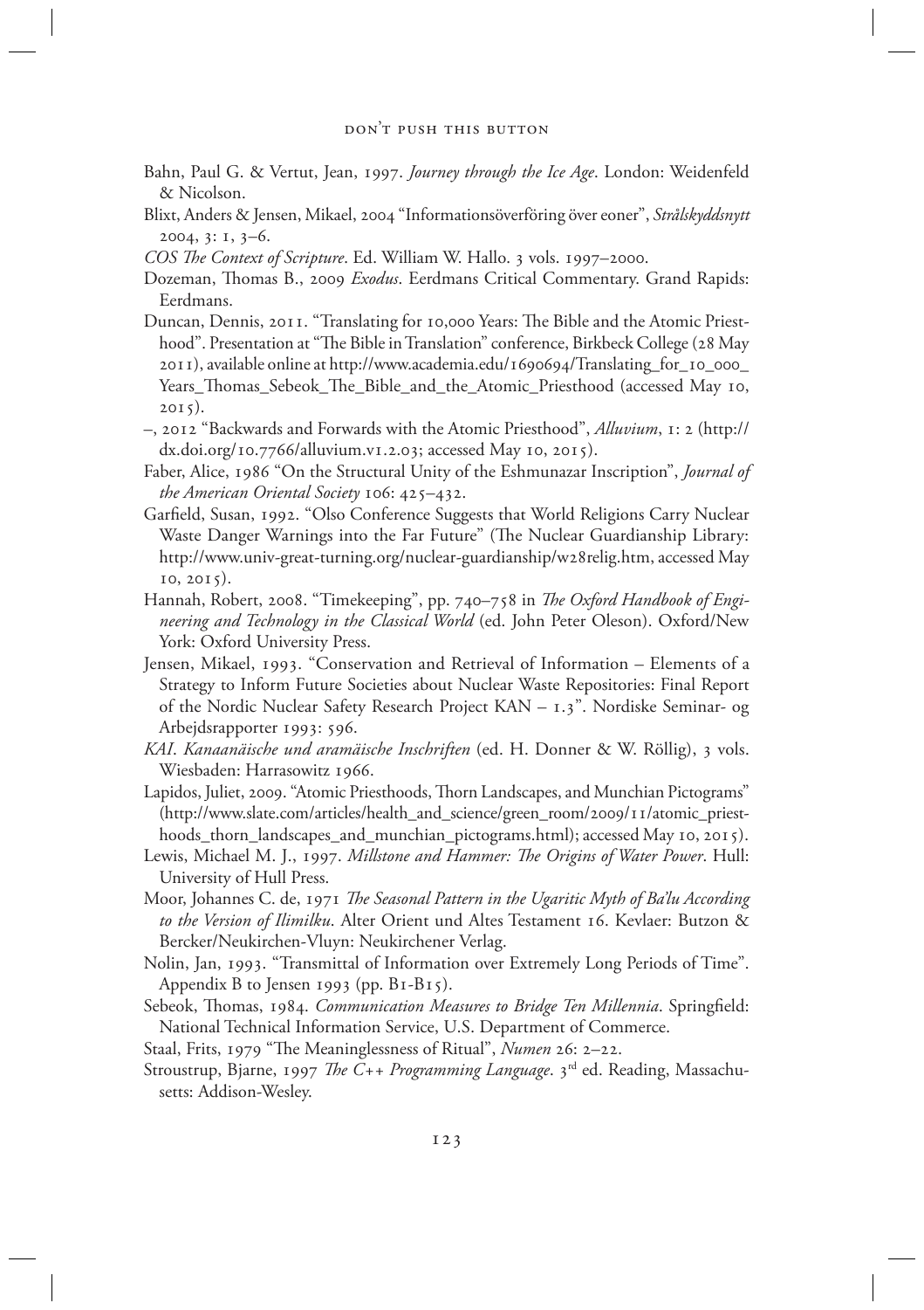Bahn, Paul G. & Vertut, Jean, 1997. *Journey through the Ice Age*. London: Weidenfeld & Nicolson.

Blixt, Anders & Jensen, Mikael, 2004 "Informationsöverföring över eoner", *Strålskyddsnytt* 2004, 3: 1, 3–6.

*COS The Context of Scripture*. Ed. William W. Hallo. 3 vols. 1997–2000.

Dozeman, Thomas B., 2009 *Exodus*. Eerdmans Critical Commentary. Grand Rapids: Eerdmans.

Duncan, Dennis, 2011. "Translating for 10,000 Years: The Bible and the Atomic Priesthood". Presentation at "The Bible in Translation" conference, Birkbeck College (28 May 2011), available online at http://www.academia.edu/1690694/Translating_for_10_000_Years_Thomas_Sebeok_The_Bible_and_the_Atomic_Priesthood (accessed May 10, 2015).

–, 2012 "Backwards and Forwards with the Atomic Priesthood", *Alluvium*, 1: 2 (http://dx.doi.org/10.7766/alluvium.v1.2.03; accessed May 10, 2015).

Faber, Alice, 1986 "On the Structural Unity of the Eshmunazar Inscription", *Journal of the American Oriental Society* 106: 425–432.

Garfield, Susan, 1992. "Olso Conference Suggests that World Religions Carry Nuclear Waste Danger Warnings into the Far Future" (The Nuclear Guardianship Library: http://www.univ-great-turning.org/nuclear-guardianship/w28relig.htm, accessed May 10, 2015).

Hannah, Robert, 2008. "Timekeeping", pp. 740–758 in *The Oxford Handbook of Engineering and Technology in the Classical World* (ed. John Peter Oleson). Oxford/New York: Oxford University Press.

Jensen, Mikael, 1993. "Conservation and Retrieval of Information – Elements of a Strategy to Inform Future Societies about Nuclear Waste Repositories: Final Report of the Nordic Nuclear Safety Research Project KAN – 1.3". Nordiske Seminar- og Arbejdsrapporter 1993: 596.

*KAI*. *Kanaanäische und aramäische Inschriften* (ed. H. Donner & W. Röllig), 3 vols. Wiesbaden: Harrasowitz 1966.

Lapidos, Juliet, 2009. "Atomic Priesthoods, Thorn Landscapes, and Munchian Pictograms" (http://www.slate.com/articles/health_and_science/green_room/2009/11/atomic_priesthoods_thorn_landscapes_and_munchian_pictograms.html); accessed May 10, 2015).

Lewis, Michael M. J., 1997. *Millstone and Hammer: The Origins of Water Power*. Hull: University of Hull Press.

Moor, Johannes C. de, 1971 *The Seasonal Pattern in the Ugaritic Myth of Ba'lu According to the Version of Ilimilku*. Alter Orient und Altes Testament 16. Kevlaer: Butzon & Bercker/Neukirchen-Vluyn: Neukirchener Verlag.

Nolin, Jan, 1993. "Transmittal of Information over Extremely Long Periods of Time". Appendix B to Jensen 1993 (pp. B1-B15).

Sebeok, Thomas, 1984. *Communication Measures to Bridge Ten Millennia*. Springfield: National Technical Information Service, U.S. Department of Commerce.

Staal, Frits, 1979 "The Meaninglessness of Ritual", *Numen* 26: 2–22.

Stroustrup, Bjarne, 1997 *The C++ Programming Language*. 3rd ed. Reading, Massachusetts: Addison-Wesley.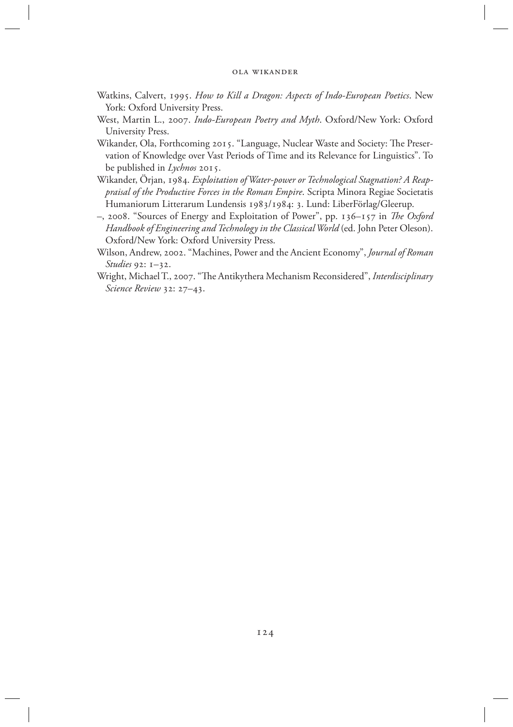Watkins, Calvert, 1995. *How to Kill a Dragon: Aspects of Indo-European Poetics*. New York: Oxford University Press.

West, Martin L., 2007. *Indo-European Poetry and Myth*. Oxford/New York: Oxford University Press.

Wikander, Ola, Forthcoming 2015. "Language, Nuclear Waste and Society: The Preservation of Knowledge over Vast Periods of Time and its Relevance for Linguistics". To be published in *Lychnos* 2015.

Wikander, Örjan, 1984. *Exploitation of Water-power or Technological Stagnation? A Reappraisal of the Productive Forces in the Roman Empire*. Scripta Minora Regiae Societatis Humaniorum Litterarum Lundensis 1983/1984: 3. Lund: LiberFörlag/Gleerup.

–, 2008. "Sources of Energy and Exploitation of Power", pp. 136–157 in *The Oxford Handbook of Engineering and Technology in the Classical World* (ed. John Peter Oleson). Oxford/New York: Oxford University Press.

Wilson, Andrew, 2002. "Machines, Power and the Ancient Economy", *Journal of Roman Studies* 92: 1–32.

Wright, Michael T., 2007. "The Antikythera Mechanism Reconsidered", *Interdisciplinary Science Review* 32: 27–43.